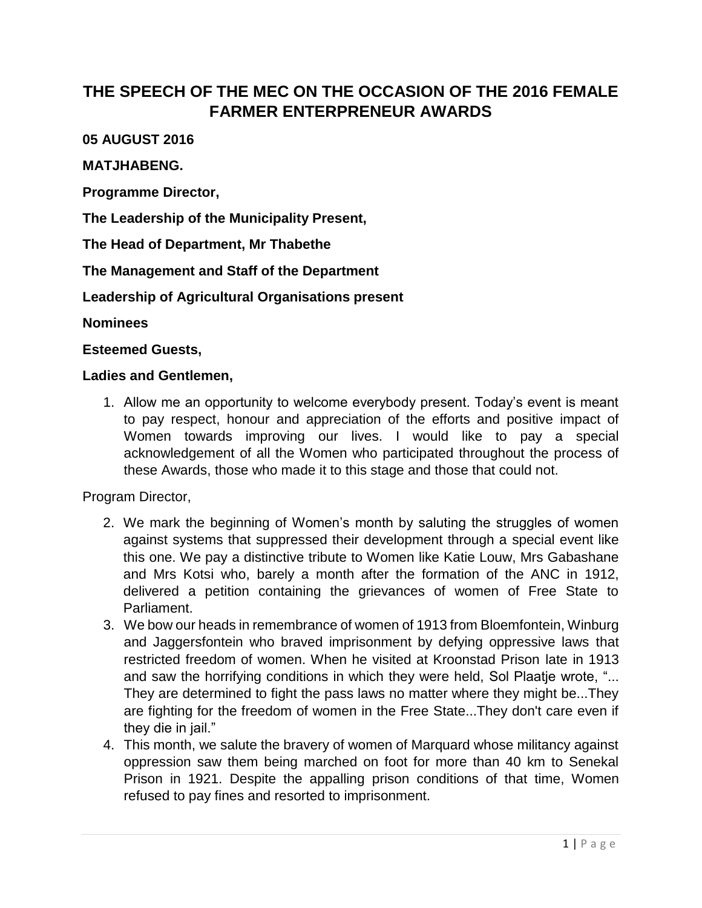# THE SPEECH OF THE MEC ON THE OCCASION OF THE 2016 FEMALE FARMER ENTERPRENEUR AWARDS

**05 AUGUST 2016**

**MATJHABENG.**

**Programme Director,**

**The Leadership of the Municipality Present,**

**The Head of Department, Mr Thabethe**

**The Management and Staff of the Department**

**Leadership of Agricultural Organisations present**

**Nominees**

**Esteemed Guests,**

**Ladies and Gentlemen,**

1. Allow me an opportunity to welcome everybody present. Today's event is meant to pay respect, honour and appreciation of the efforts and positive impact of Women towards improving our lives. I would like to pay a special acknowledgement of all the Women who participated throughout the process of these Awards, those who made it to this stage and those that could not.

Program Director,

2. We mark the beginning of Women's month by saluting the struggles of women against systems that suppressed their development through a special event like this one. We pay a distinctive tribute to Women like Katie Louw, Mrs Gabashane and Mrs Kotsi who, barely a month after the formation of the ANC in 1912, delivered a petition containing the grievances of women of Free State to Parliament.
3. We bow our heads in remembrance of women of 1913 from Bloemfontein, Winburg and Jaggersfontein who braved imprisonment by defying oppressive laws that restricted freedom of women. When he visited at Kroonstad Prison late in 1913 and saw the horrifying conditions in which they were held, Sol Plaatje wrote, "... They are determined to fight the pass laws no matter where they might be...They are fighting for the freedom of women in the Free State...They don't care even if they die in jail."
4. This month, we salute the bravery of women of Marquard whose militancy against oppression saw them being marched on foot for more than 40 km to Senekal Prison in 1921. Despite the appalling prison conditions of that time, Women refused to pay fines and resorted to imprisonment.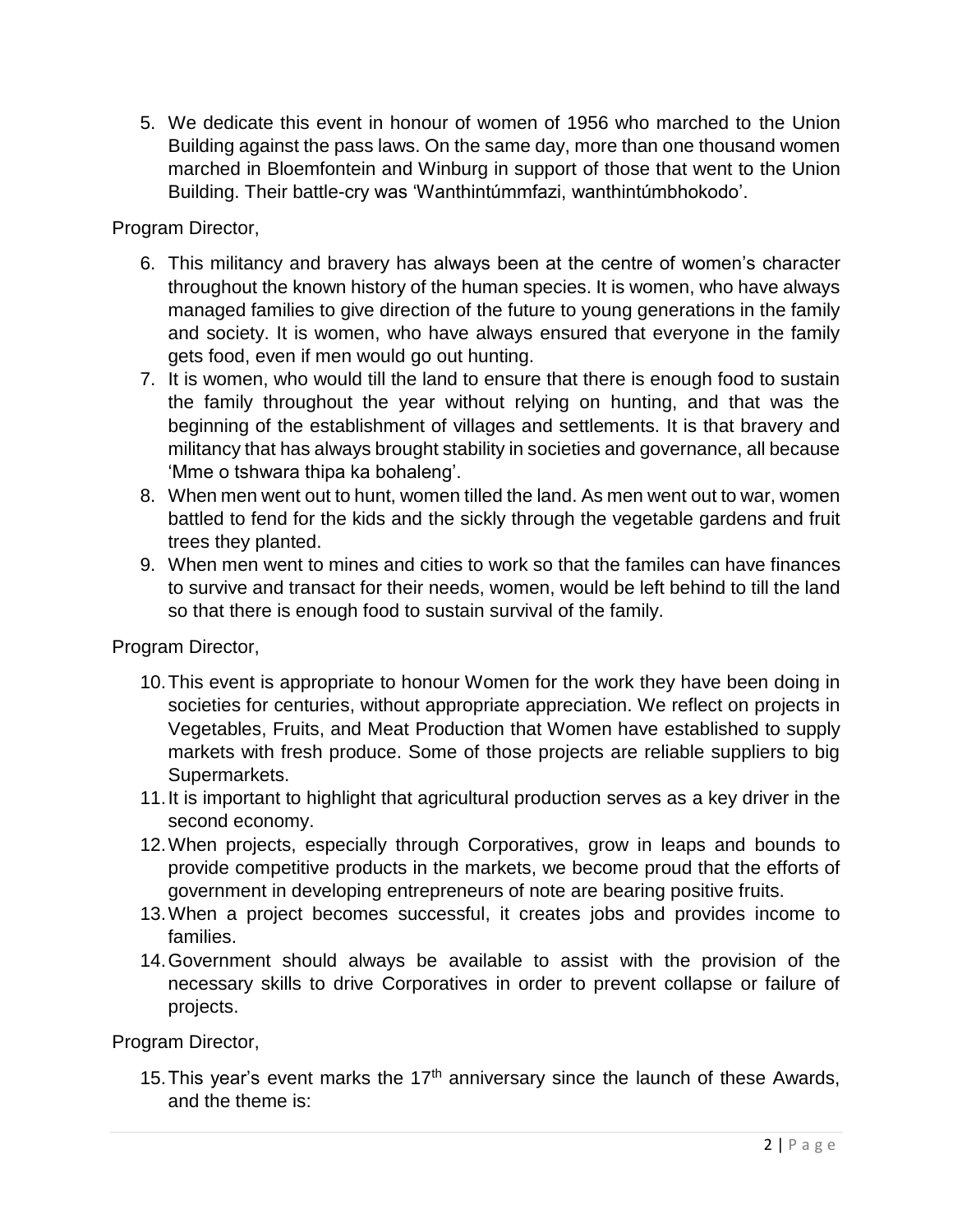5. We dedicate this event in honour of women of 1956 who marched to the Union Building against the pass laws. On the same day, more than one thousand women marched in Bloemfontein and Winburg in support of those that went to the Union Building. Their battle-cry was 'Wanthintúmmfazi, wanthintúmbhokodo'.

Program Director,

6. This militancy and bravery has always been at the centre of women's character throughout the known history of the human species. It is women, who have always managed families to give direction of the future to young generations in the family and society. It is women, who have always ensured that everyone in the family gets food, even if men would go out hunting.
7. It is women, who would till the land to ensure that there is enough food to sustain the family throughout the year without relying on hunting, and that was the beginning of the establishment of villages and settlements. It is that bravery and militancy that has always brought stability in societies and governance, all because 'Mme o tshwara thipa ka bohaleng'.
8. When men went out to hunt, women tilled the land. As men went out to war, women battled to fend for the kids and the sickly through the vegetable gardens and fruit trees they planted.
9. When men went to mines and cities to work so that the familes can have finances to survive and transact for their needs, women, would be left behind to till the land so that there is enough food to sustain survival of the family.

Program Director,

10. This event is appropriate to honour Women for the work they have been doing in societies for centuries, without appropriate appreciation. We reflect on projects in Vegetables, Fruits, and Meat Production that Women have established to supply markets with fresh produce. Some of those projects are reliable suppliers to big Supermarkets.
11. It is important to highlight that agricultural production serves as a key driver in the second economy.
12. When projects, especially through Corporatives, grow in leaps and bounds to provide competitive products in the markets, we become proud that the efforts of government in developing entrepreneurs of note are bearing positive fruits.
13. When a project becomes successful, it creates jobs and provides income to families.
14. Government should always be available to assist with the provision of the necessary skills to drive Corporatives in order to prevent collapse or failure of projects.

Program Director,

15. This year's event marks the 17th anniversary since the launch of these Awards, and the theme is: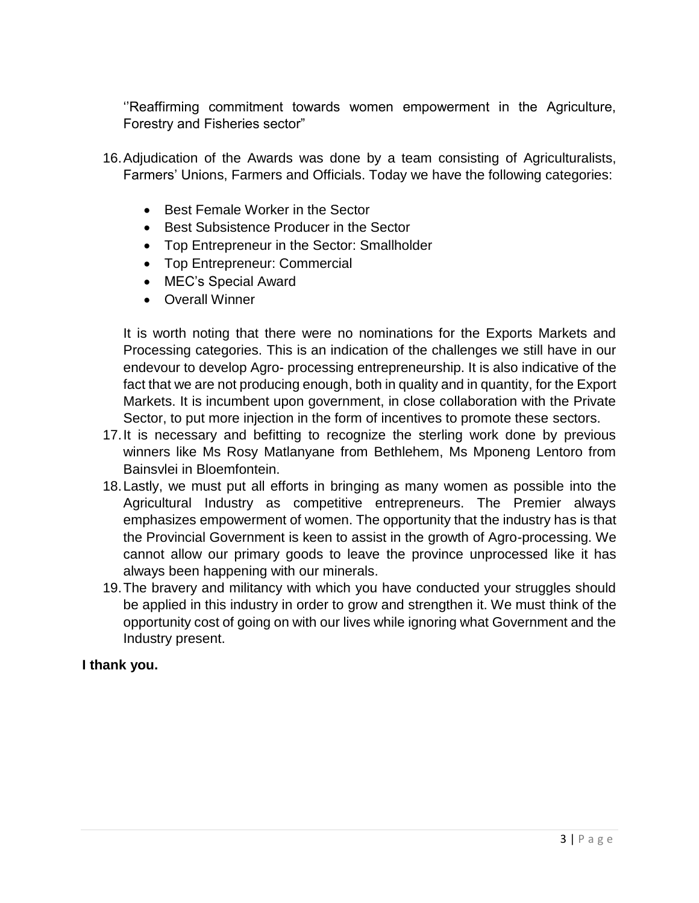''Reaffirming commitment towards women empowerment in the Agriculture, Forestry and Fisheries sector"

16. Adjudication of the Awards was done by a team consisting of Agriculturalists, Farmers' Unions, Farmers and Officials. Today we have the following categories:

    - Best Female Worker in the Sector
    - Best Subsistence Producer in the Sector
    - Top Entrepreneur in the Sector: Smallholder
    - Top Entrepreneur: Commercial
    - MEC's Special Award
    - Overall Winner

    It is worth noting that there were no nominations for the Exports Markets and Processing categories. This is an indication of the challenges we still have in our endevour to develop Agro- processing entrepreneurship. It is also indicative of the fact that we are not producing enough, both in quality and in quantity, for the Export Markets. It is incumbent upon government, in close collaboration with the Private Sector, to put more injection in the form of incentives to promote these sectors.

17. It is necessary and befitting to recognize the sterling work done by previous winners like Ms Rosy Matlanyane from Bethlehem, Ms Mponeng Lentoro from Bainsvlei in Bloemfontein.
18. Lastly, we must put all efforts in bringing as many women as possible into the Agricultural Industry as competitive entrepreneurs. The Premier always emphasizes empowerment of women. The opportunity that the industry has is that the Provincial Government is keen to assist in the growth of Agro-processing. We cannot allow our primary goods to leave the province unprocessed like it has always been happening with our minerals.
19. The bravery and militancy with which you have conducted your struggles should be applied in this industry in order to grow and strengthen it. We must think of the opportunity cost of going on with our lives while ignoring what Government and the Industry present.

**I thank you.**